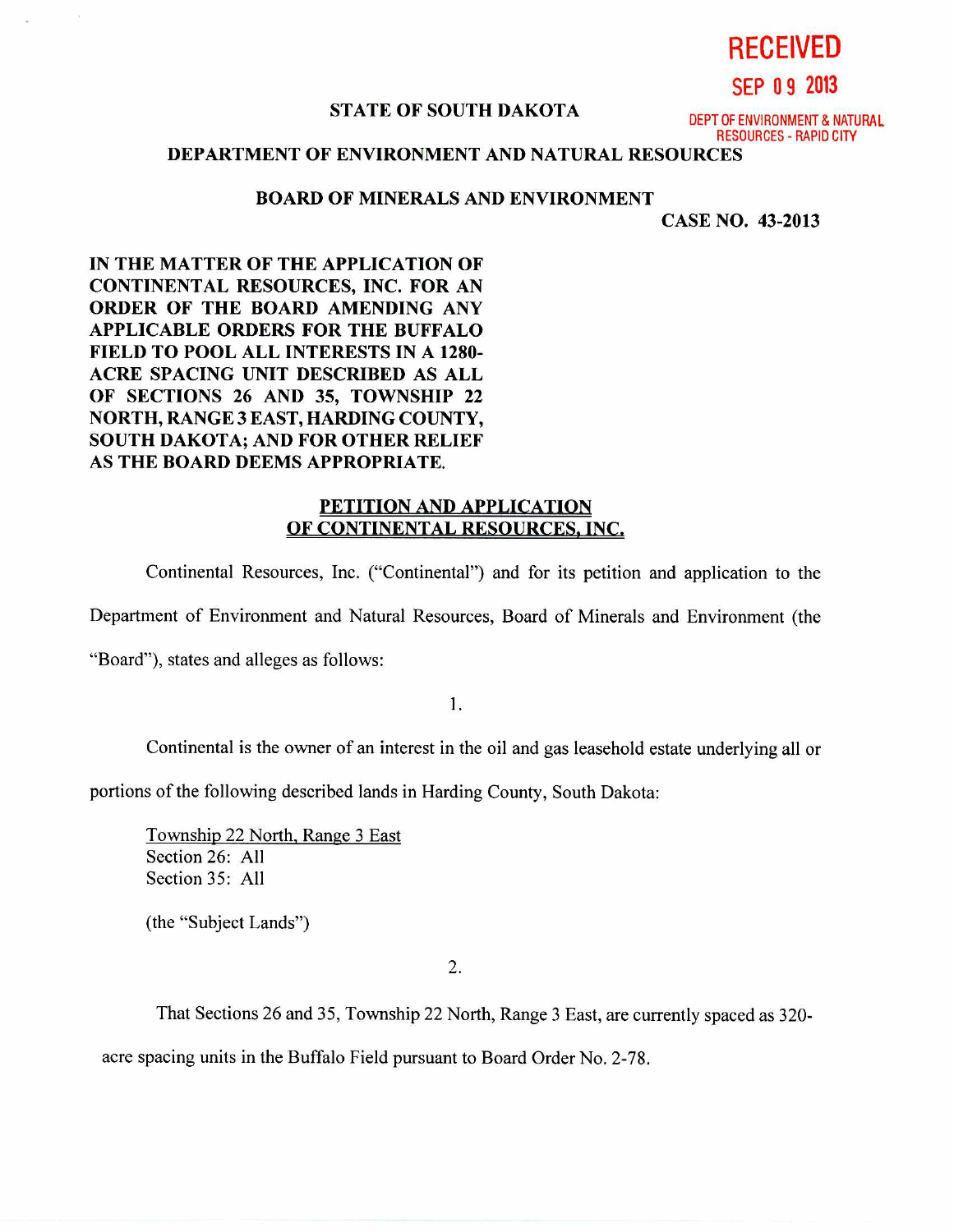RECEIVED

SEP 09 2013

DEPT OF ENVIRONMENT & NATURAL RESOURCES - RAPID CITY

**STATE OF SOUTH DAKOTA**

**DEPARTMENT OF ENVIRONMENT AND NATURAL RESOURCES**

**BOARD OF MINERALS AND ENVIRONMENT**

**CASE NO. 43-2013**

**IN THE MATTER OF THE APPLICATION OF CONTINENTAL RESOURCES, INC. FOR AN ORDER OF THE BOARD AMENDING ANY APPLICABLE ORDERS FOR THE BUFFALO FIELD TO POOL ALL INTERESTS IN A 1280-ACRE SPACING UNIT DESCRIBED AS ALL OF SECTIONS 26 AND 35, TOWNSHIP 22 NORTH, RANGE 3 EAST, HARDING COUNTY, SOUTH DAKOTA; AND FOR OTHER RELIEF AS THE BOARD DEEMS APPROPRIATE.**

## PETITION AND APPLICATION OF CONTINENTAL RESOURCES, INC.

Continental Resources, Inc. ("Continental") and for its petition and application to the Department of Environment and Natural Resources, Board of Minerals and Environment (the "Board"), states and alleges as follows:

1.

Continental is the owner of an interest in the oil and gas leasehold estate underlying all or portions of the following described lands in Harding County, South Dakota:

Township 22 North, Range 3 East
Section 26: All
Section 35: All

(the "Subject Lands")

2.

That Sections 26 and 35, Township 22 North, Range 3 East, are currently spaced as 320-acre spacing units in the Buffalo Field pursuant to Board Order No. 2-78.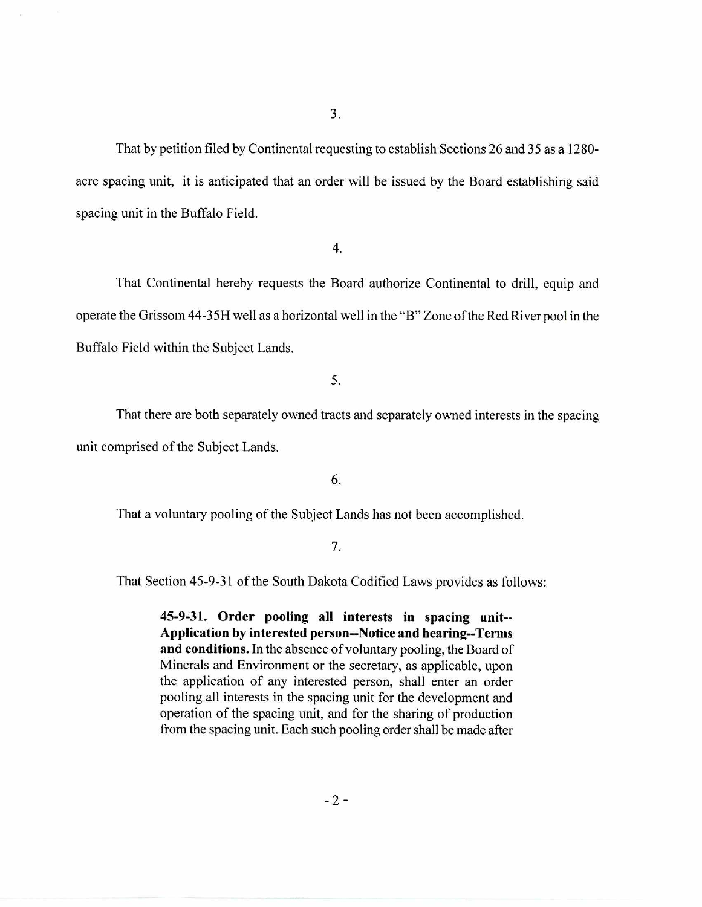3.

That by petition filed by Continental requesting to establish Sections 26 and 35 as a 1280-acre spacing unit, it is anticipated that an order will be issued by the Board establishing said spacing unit in the Buffalo Field.

4.

That Continental hereby requests the Board authorize Continental to drill, equip and operate the Grissom 44-35H well as a horizontal well in the "B" Zone of the Red River pool in the Buffalo Field within the Subject Lands.

5.

That there are both separately owned tracts and separately owned interests in the spacing unit comprised of the Subject Lands.

6.

That a voluntary pooling of the Subject Lands has not been accomplished.

7.

That Section 45-9-31 of the South Dakota Codified Laws provides as follows:

> **45-9-31. Order pooling all interests in spacing unit--Application by interested person--Notice and hearing--Terms and conditions.** In the absence of voluntary pooling, the Board of Minerals and Environment or the secretary, as applicable, upon the application of any interested person, shall enter an order pooling all interests in the spacing unit for the development and operation of the spacing unit, and for the sharing of production from the spacing unit. Each such pooling order shall be made after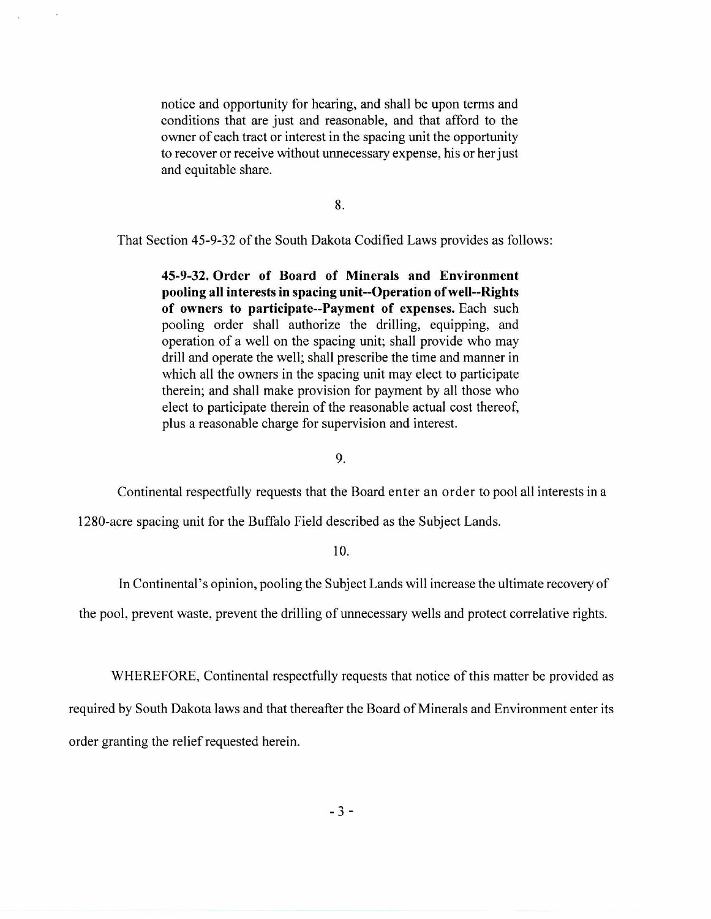> notice and opportunity for hearing, and shall be upon terms and conditions that are just and reasonable, and that afford to the owner of each tract or interest in the spacing unit the opportunity to recover or receive without unnecessary expense, his or her just and equitable share.

8.

That Section 45-9-32 of the South Dakota Codified Laws provides as follows:

> **45-9-32. Order of Board of Minerals and Environment pooling all interests in spacing unit--Operation of well--Rights of owners to participate--Payment of expenses.** Each such pooling order shall authorize the drilling, equipping, and operation of a well on the spacing unit; shall provide who may drill and operate the well; shall prescribe the time and manner in which all the owners in the spacing unit may elect to participate therein; and shall make provision for payment by all those who elect to participate therein of the reasonable actual cost thereof, plus a reasonable charge for supervision and interest.

9.

Continental respectfully requests that the Board enter an order to pool all interests in a 1280-acre spacing unit for the Buffalo Field described as the Subject Lands.

10.

In Continental's opinion, pooling the Subject Lands will increase the ultimate recovery of the pool, prevent waste, prevent the drilling of unnecessary wells and protect correlative rights.

WHEREFORE, Continental respectfully requests that notice of this matter be provided as required by South Dakota laws and that thereafter the Board of Minerals and Environment enter its order granting the relief requested herein.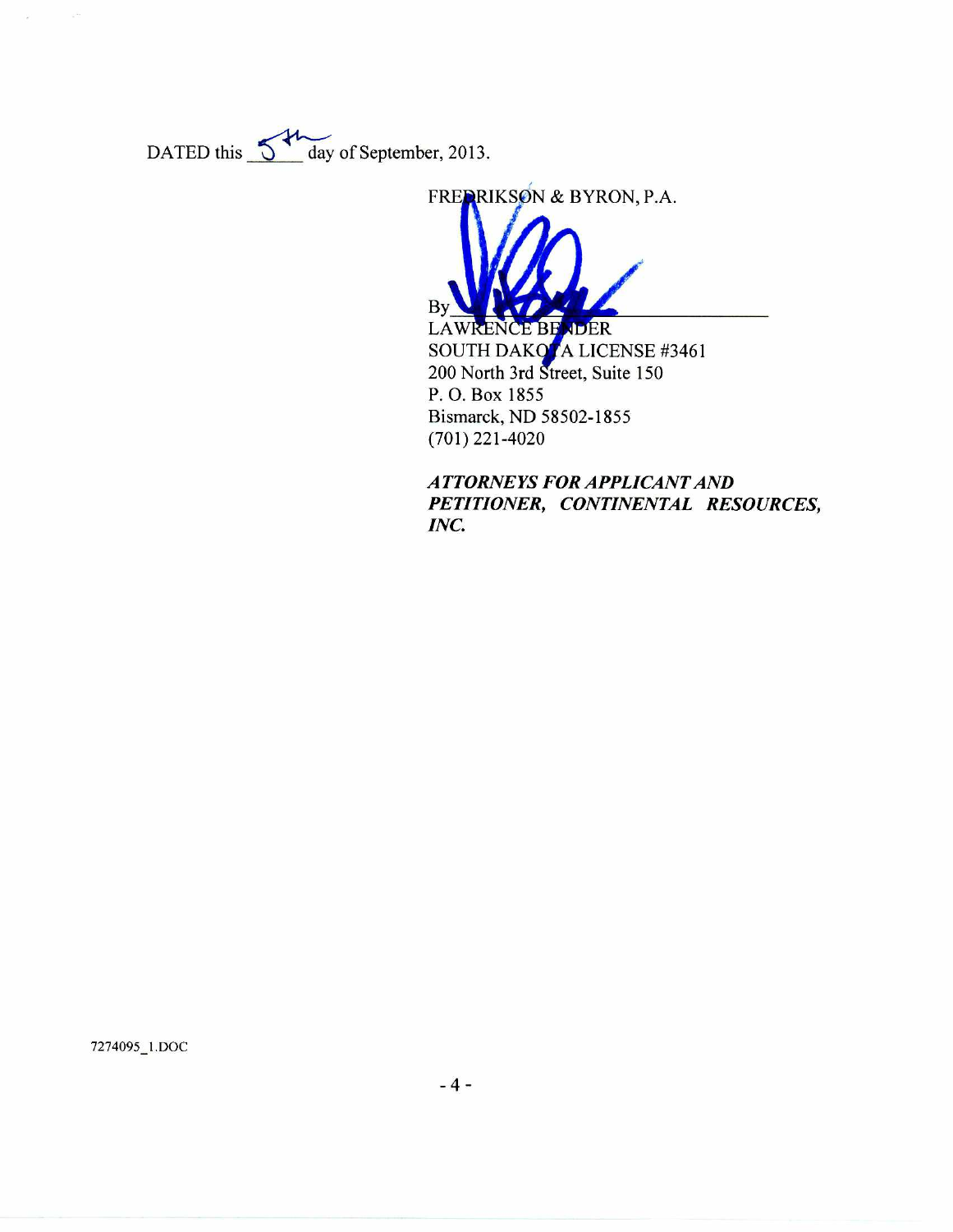DATED this 5th day of September, 2013.

FREDRIKSON & BYRON, P.A.

By\_\_\_\_\_\_\_\_\_\_\_\_\_\_\_\_\_\_\_\_\_\_\_\_\_\_\_\_\_\_

LAWRENCE BENDER
SOUTH DAKOTA LICENSE #3461
200 North 3rd Street, Suite 150
P. O. Box 1855
Bismarck, ND 58502-1855
(701) 221-4020

***ATTORNEYS FOR APPLICANT AND PETITIONER, CONTINENTAL RESOURCES, INC.***

7274095_1.DOC